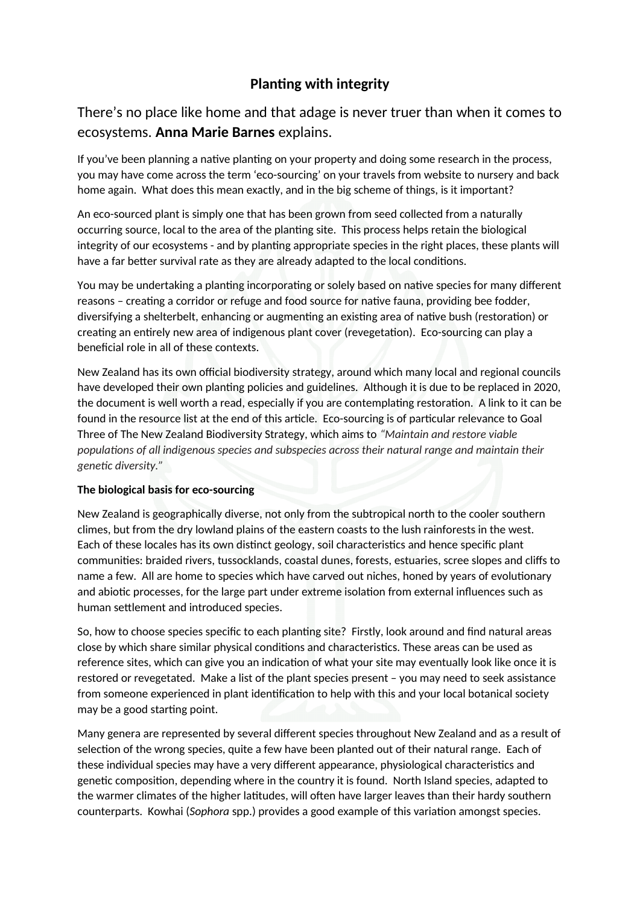# Planting with integrity

There's no place like home and that adage is never truer than when it comes to ecosystems. **Anna Marie Barnes** explains.

If you've been planning a native planting on your property and doing some research in the process, you may have come across the term 'eco-sourcing' on your travels from website to nursery and back home again. What does this mean exactly, and in the big scheme of things, is it important?

An eco-sourced plant is simply one that has been grown from seed collected from a naturally occurring source, local to the area of the planting site. This process helps retain the biological integrity of our ecosystems - and by planting appropriate species in the right places, these plants will have a far better survival rate as they are already adapted to the local conditions.

You may be undertaking a planting incorporating or solely based on native species for many different reasons – creating a corridor or refuge and food source for native fauna, providing bee fodder, diversifying a shelterbelt, enhancing or augmenting an existing area of native bush (restoration) or creating an entirely new area of indigenous plant cover (revegetation). Eco-sourcing can play a beneficial role in all of these contexts.

New Zealand has its own official biodiversity strategy, around which many local and regional councils have developed their own planting policies and guidelines. Although it is due to be replaced in 2020, the document is well worth a read, especially if you are contemplating restoration. A link to it can be found in the resource list at the end of this article. Eco-sourcing is of particular relevance to Goal Three of The New Zealand Biodiversity Strategy, which aims to *"Maintain and restore viable populations of all indigenous species and subspecies across their natural range and maintain their genetic diversity."*

**The biological basis for eco-sourcing**

New Zealand is geographically diverse, not only from the subtropical north to the cooler southern climes, but from the dry lowland plains of the eastern coasts to the lush rainforests in the west. Each of these locales has its own distinct geology, soil characteristics and hence specific plant communities: braided rivers, tussocklands, coastal dunes, forests, estuaries, scree slopes and cliffs to name a few. All are home to species which have carved out niches, honed by years of evolutionary and abiotic processes, for the large part under extreme isolation from external influences such as human settlement and introduced species.

So, how to choose species specific to each planting site? Firstly, look around and find natural areas close by which share similar physical conditions and characteristics. These areas can be used as reference sites, which can give you an indication of what your site may eventually look like once it is restored or revegetated. Make a list of the plant species present – you may need to seek assistance from someone experienced in plant identification to help with this and your local botanical society may be a good starting point.

Many genera are represented by several different species throughout New Zealand and as a result of selection of the wrong species, quite a few have been planted out of their natural range. Each of these individual species may have a very different appearance, physiological characteristics and genetic composition, depending where in the country it is found. North Island species, adapted to the warmer climates of the higher latitudes, will often have larger leaves than their hardy southern counterparts. Kowhai (*Sophora* spp.) provides a good example of this variation amongst species.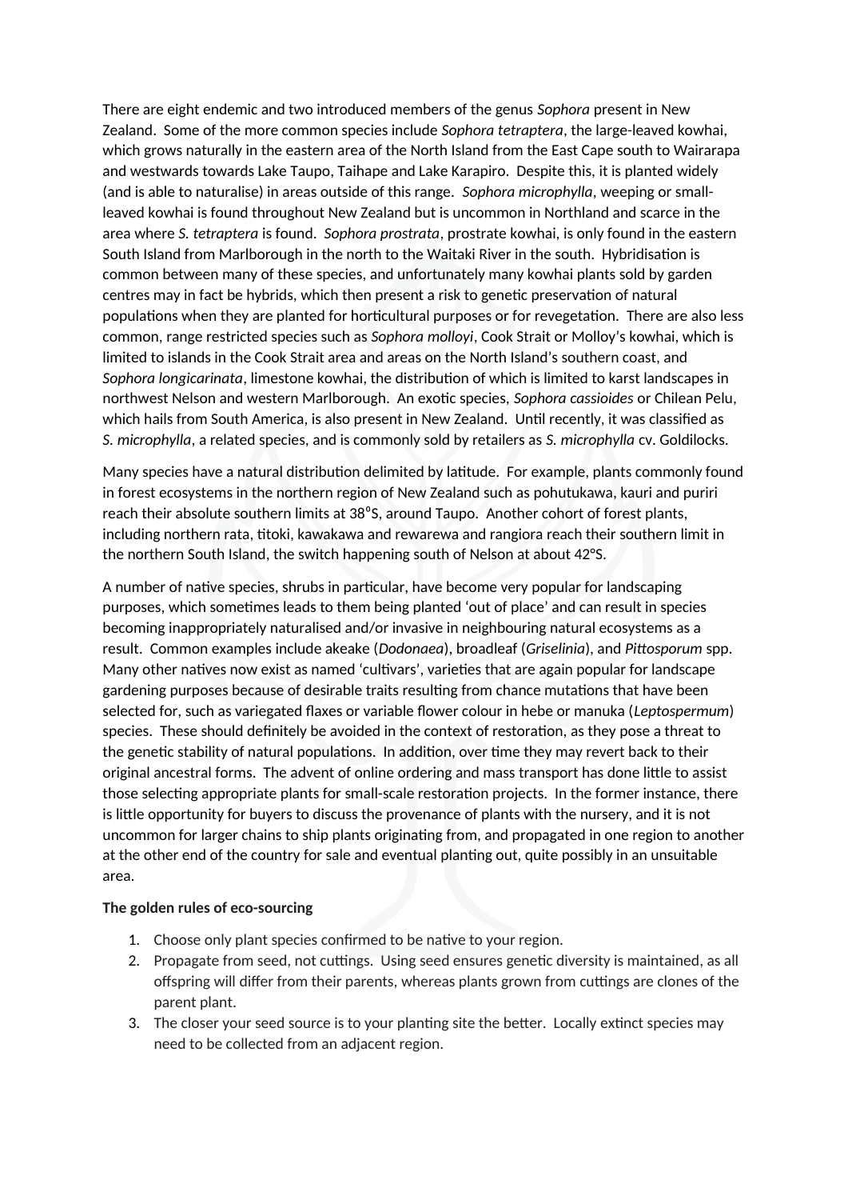There are eight endemic and two introduced members of the genus *Sophora* present in New Zealand. Some of the more common species include *Sophora tetraptera*, the large-leaved kowhai, which grows naturally in the eastern area of the North Island from the East Cape south to Wairarapa and westwards towards Lake Taupo, Taihape and Lake Karapiro. Despite this, it is planted widely (and is able to naturalise) in areas outside of this range. *Sophora microphylla*, weeping or small-leaved kowhai is found throughout New Zealand but is uncommon in Northland and scarce in the area where *S. tetraptera* is found. *Sophora prostrata*, prostrate kowhai, is only found in the eastern South Island from Marlborough in the north to the Waitaki River in the south. Hybridisation is common between many of these species, and unfortunately many kowhai plants sold by garden centres may in fact be hybrids, which then present a risk to genetic preservation of natural populations when they are planted for horticultural purposes or for revegetation. There are also less common, range restricted species such as *Sophora molloyi*, Cook Strait or Molloy's kowhai, which is limited to islands in the Cook Strait area and areas on the North Island's southern coast, and *Sophora longicarinata*, limestone kowhai, the distribution of which is limited to karst landscapes in northwest Nelson and western Marlborough. An exotic species, *Sophora cassioides* or Chilean Pelu, which hails from South America, is also present in New Zealand. Until recently, it was classified as *S. microphylla*, a related species, and is commonly sold by retailers as *S. microphylla* cv. Goldilocks.

Many species have a natural distribution delimited by latitude. For example, plants commonly found in forest ecosystems in the northern region of New Zealand such as pohutukawa, kauri and puriri reach their absolute southern limits at 38°S, around Taupo. Another cohort of forest plants, including northern rata, titoki, kawakawa and rewarewa and rangiora reach their southern limit in the northern South Island, the switch happening south of Nelson at about 42°S.

A number of native species, shrubs in particular, have become very popular for landscaping purposes, which sometimes leads to them being planted 'out of place' and can result in species becoming inappropriately naturalised and/or invasive in neighbouring natural ecosystems as a result. Common examples include akeake (*Dodonaea*), broadleaf (*Griselinia*), and *Pittosporum* spp. Many other natives now exist as named 'cultivars', varieties that are again popular for landscape gardening purposes because of desirable traits resulting from chance mutations that have been selected for, such as variegated flaxes or variable flower colour in hebe or manuka (*Leptospermum*) species. These should definitely be avoided in the context of restoration, as they pose a threat to the genetic stability of natural populations. In addition, over time they may revert back to their original ancestral forms. The advent of online ordering and mass transport has done little to assist those selecting appropriate plants for small-scale restoration projects. In the former instance, there is little opportunity for buyers to discuss the provenance of plants with the nursery, and it is not uncommon for larger chains to ship plants originating from, and propagated in one region to another at the other end of the country for sale and eventual planting out, quite possibly in an unsuitable area.

**The golden rules of eco-sourcing**

1. Choose only plant species confirmed to be native to your region.
2. Propagate from seed, not cuttings. Using seed ensures genetic diversity is maintained, as all offspring will differ from their parents, whereas plants grown from cuttings are clones of the parent plant.
3. The closer your seed source is to your planting site the better. Locally extinct species may need to be collected from an adjacent region.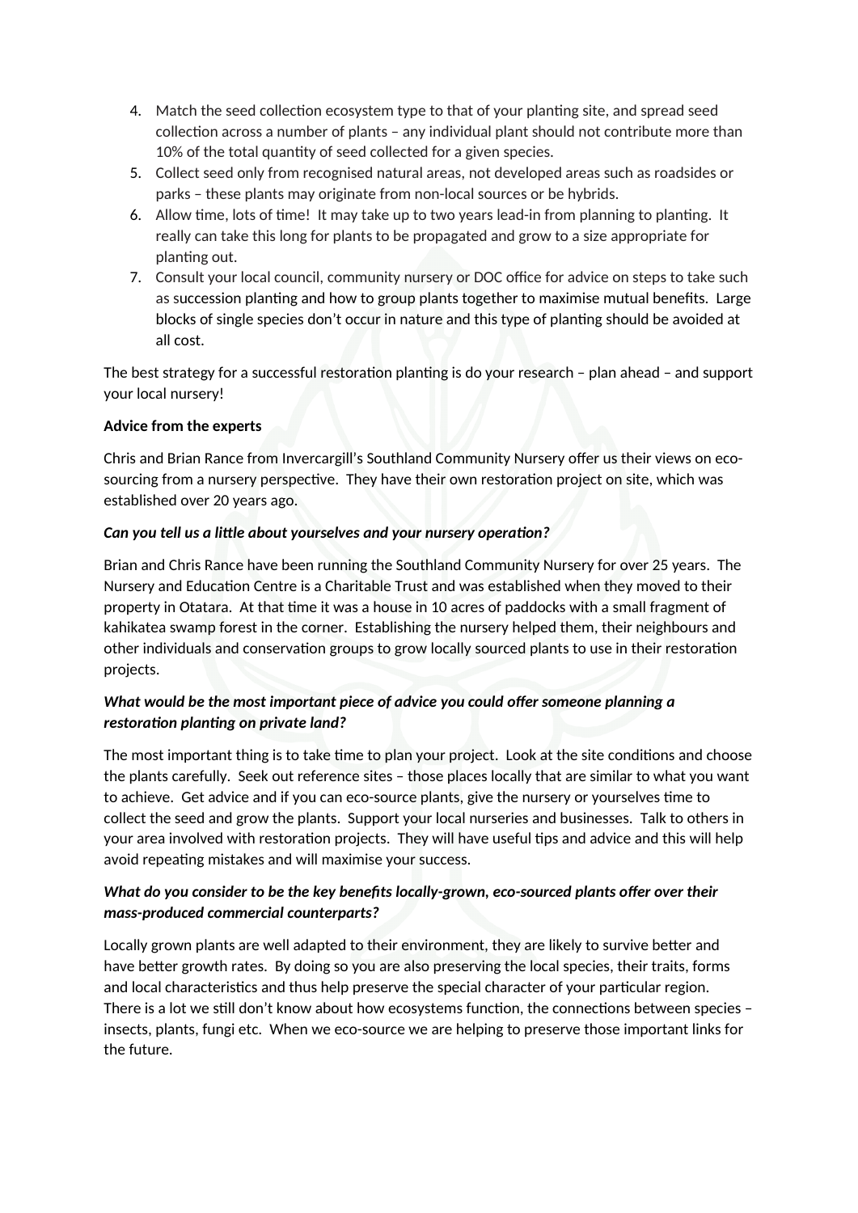4. Match the seed collection ecosystem type to that of your planting site, and spread seed collection across a number of plants – any individual plant should not contribute more than 10% of the total quantity of seed collected for a given species.
5. Collect seed only from recognised natural areas, not developed areas such as roadsides or parks – these plants may originate from non-local sources or be hybrids.
6. Allow time, lots of time! It may take up to two years lead-in from planning to planting. It really can take this long for plants to be propagated and grow to a size appropriate for planting out.
7. Consult your local council, community nursery or DOC office for advice on steps to take such as succession planting and how to group plants together to maximise mutual benefits. Large blocks of single species don't occur in nature and this type of planting should be avoided at all cost.

The best strategy for a successful restoration planting is do your research – plan ahead – and support your local nursery!

**Advice from the experts**

Chris and Brian Rance from Invercargill's Southland Community Nursery offer us their views on eco-sourcing from a nursery perspective. They have their own restoration project on site, which was established over 20 years ago.

***Can you tell us a little about yourselves and your nursery operation?***

Brian and Chris Rance have been running the Southland Community Nursery for over 25 years. The Nursery and Education Centre is a Charitable Trust and was established when they moved to their property in Otatara. At that time it was a house in 10 acres of paddocks with a small fragment of kahikatea swamp forest in the corner. Establishing the nursery helped them, their neighbours and other individuals and conservation groups to grow locally sourced plants to use in their restoration projects.

***What would be the most important piece of advice you could offer someone planning a restoration planting on private land?***

The most important thing is to take time to plan your project. Look at the site conditions and choose the plants carefully. Seek out reference sites – those places locally that are similar to what you want to achieve. Get advice and if you can eco-source plants, give the nursery or yourselves time to collect the seed and grow the plants. Support your local nurseries and businesses. Talk to others in your area involved with restoration projects. They will have useful tips and advice and this will help avoid repeating mistakes and will maximise your success.

***What do you consider to be the key benefits locally-grown, eco-sourced plants offer over their mass-produced commercial counterparts?***

Locally grown plants are well adapted to their environment, they are likely to survive better and have better growth rates. By doing so you are also preserving the local species, their traits, forms and local characteristics and thus help preserve the special character of your particular region. There is a lot we still don't know about how ecosystems function, the connections between species – insects, plants, fungi etc. When we eco-source we are helping to preserve those important links for the future.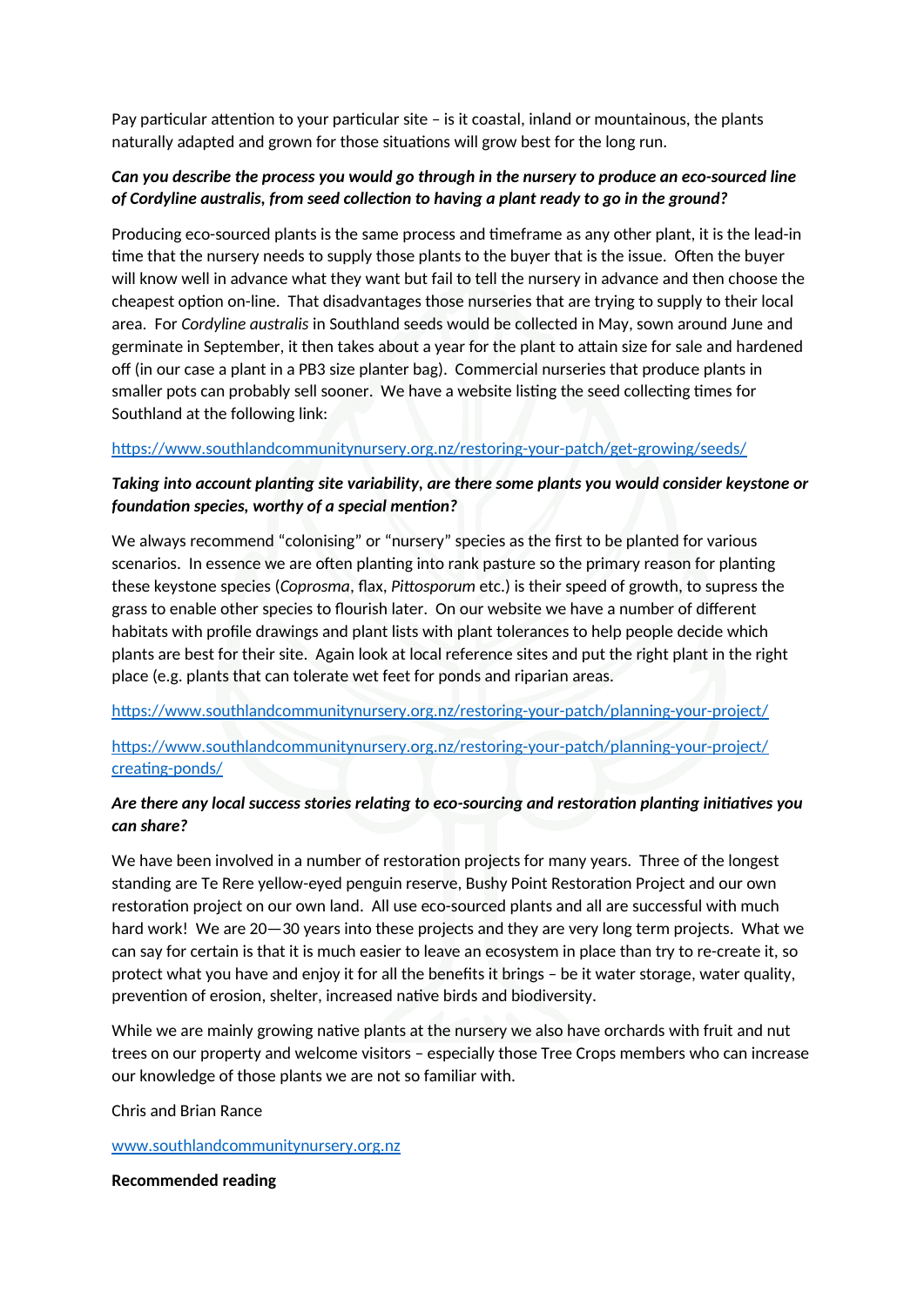Pay particular attention to your particular site – is it coastal, inland or mountainous, the plants naturally adapted and grown for those situations will grow best for the long run.

***Can you describe the process you would go through in the nursery to produce an eco-sourced line of Cordyline australis, from seed collection to having a plant ready to go in the ground?***

Producing eco-sourced plants is the same process and timeframe as any other plant, it is the lead-in time that the nursery needs to supply those plants to the buyer that is the issue. Often the buyer will know well in advance what they want but fail to tell the nursery in advance and then choose the cheapest option on-line. That disadvantages those nurseries that are trying to supply to their local area. For *Cordyline australis* in Southland seeds would be collected in May, sown around June and germinate in September, it then takes about a year for the plant to attain size for sale and hardened off (in our case a plant in a PB3 size planter bag). Commercial nurseries that produce plants in smaller pots can probably sell sooner. We have a website listing the seed collecting times for Southland at the following link:

https://www.southlandcommunitynursery.org.nz/restoring-your-patch/get-growing/seeds/

***Taking into account planting site variability, are there some plants you would consider keystone or foundation species, worthy of a special mention?***

We always recommend "colonising" or "nursery" species as the first to be planted for various scenarios. In essence we are often planting into rank pasture so the primary reason for planting these keystone species (*Coprosma*, flax, *Pittosporum* etc.) is their speed of growth, to supress the grass to enable other species to flourish later. On our website we have a number of different habitats with profile drawings and plant lists with plant tolerances to help people decide which plants are best for their site. Again look at local reference sites and put the right plant in the right place (e.g. plants that can tolerate wet feet for ponds and riparian areas.

https://www.southlandcommunitynursery.org.nz/restoring-your-patch/planning-your-project/

https://www.southlandcommunitynursery.org.nz/restoring-your-patch/planning-your-project/creating-ponds/

***Are there any local success stories relating to eco-sourcing and restoration planting initiatives you can share?***

We have been involved in a number of restoration projects for many years. Three of the longest standing are Te Rere yellow-eyed penguin reserve, Bushy Point Restoration Project and our own restoration project on our own land. All use eco-sourced plants and all are successful with much hard work! We are 20—30 years into these projects and they are very long term projects. What we can say for certain is that it is much easier to leave an ecosystem in place than try to re-create it, so protect what you have and enjoy it for all the benefits it brings – be it water storage, water quality, prevention of erosion, shelter, increased native birds and biodiversity.

While we are mainly growing native plants at the nursery we also have orchards with fruit and nut trees on our property and welcome visitors – especially those Tree Crops members who can increase our knowledge of those plants we are not so familiar with.

Chris and Brian Rance

www.southlandcommunitynursery.org.nz

**Recommended reading**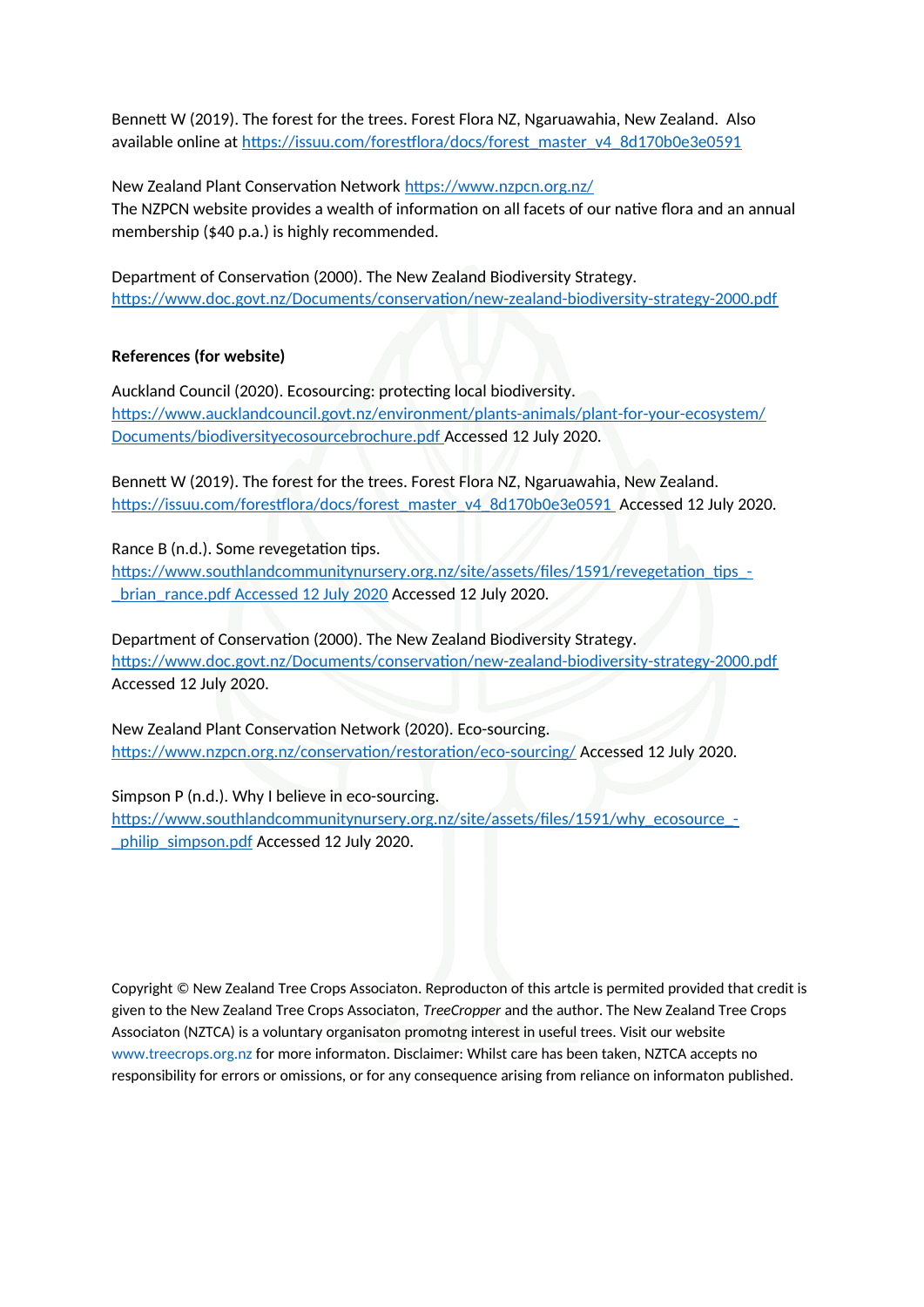Bennett W (2019). The forest for the trees. Forest Flora NZ, Ngaruawahia, New Zealand. Also available online at https://issuu.com/forestflora/docs/forest_master_v4_8d170b0e3e0591

New Zealand Plant Conservation Network https://www.nzpcn.org.nz/
The NZPCN website provides a wealth of information on all facets of our native flora and an annual membership ($40 p.a.) is highly recommended.

Department of Conservation (2000). The New Zealand Biodiversity Strategy. https://www.doc.govt.nz/Documents/conservation/new-zealand-biodiversity-strategy-2000.pdf

**References (for website)**

Auckland Council (2020). Ecosourcing: protecting local biodiversity. https://www.aucklandcouncil.govt.nz/environment/plants-animals/plant-for-your-ecosystem/Documents/biodiversityecosourcebrochure.pdf Accessed 12 July 2020.

Bennett W (2019). The forest for the trees. Forest Flora NZ, Ngaruawahia, New Zealand. https://issuu.com/forestflora/docs/forest_master_v4_8d170b0e3e0591 Accessed 12 July 2020.

Rance B (n.d.). Some revegetation tips. https://www.southlandcommunitynursery.org.nz/site/assets/files/1591/revegetation_tips_-_brian_rance.pdf Accessed 12 July 2020 Accessed 12 July 2020.

Department of Conservation (2000). The New Zealand Biodiversity Strategy. https://www.doc.govt.nz/Documents/conservation/new-zealand-biodiversity-strategy-2000.pdf Accessed 12 July 2020.

New Zealand Plant Conservation Network (2020). Eco-sourcing. https://www.nzpcn.org.nz/conservation/restoration/eco-sourcing/ Accessed 12 July 2020.

Simpson P (n.d.). Why I believe in eco-sourcing. https://www.southlandcommunitynursery.org.nz/site/assets/files/1591/why_ecosource_-_philip_simpson.pdf Accessed 12 July 2020.

Copyright © New Zealand Tree Crops Associaton. Reproducton of this artcle is permited provided that credit is given to the New Zealand Tree Crops Associaton, *TreeCropper* and the author. The New Zealand Tree Crops Associaton (NZTCA) is a voluntary organisaton promotng interest in useful trees. Visit our website www.treecrops.org.nz for more informaton. Disclaimer: Whilst care has been taken, NZTCA accepts no responsibility for errors or omissions, or for any consequence arising from reliance on informaton published.